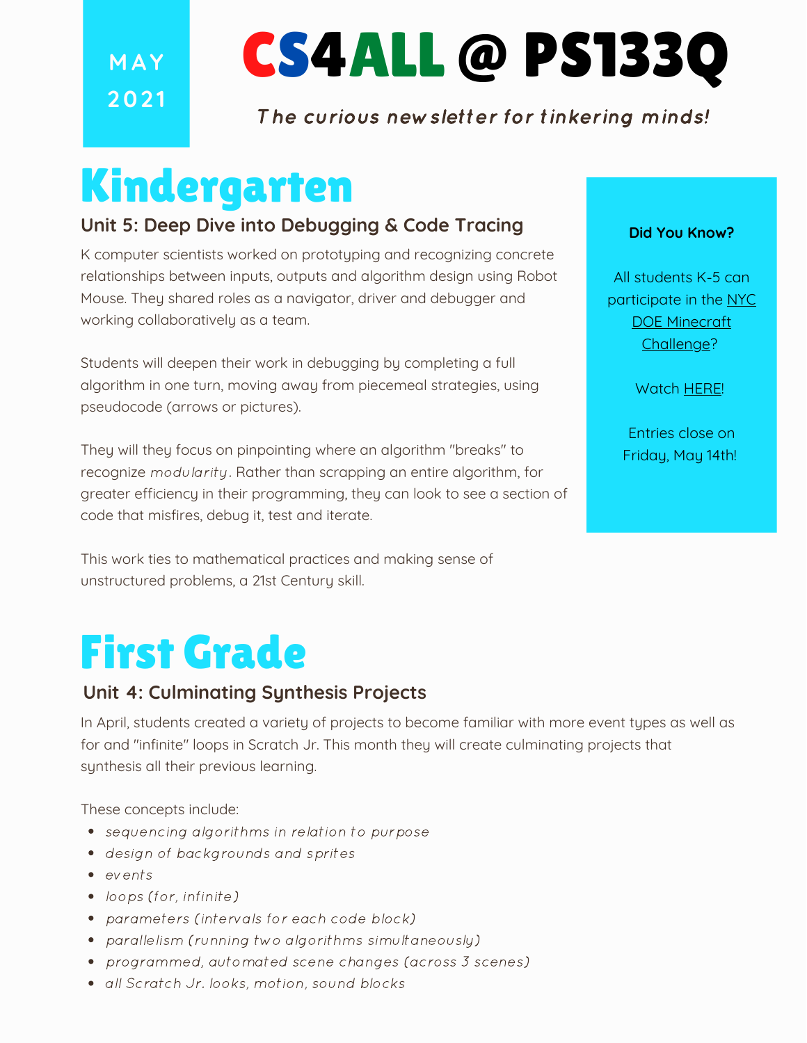MAY 2021

# CS4ALL @ PS133Q

*The curious newsletter for tinkering minds!*

## Kindergarten

### Unit 5: Deep Dive into Debugging & Code Tracing

K computer scientists worked on prototyping and recognizing concrete relationships between inputs, outputs and algorithm design using Robot Mouse. They shared roles as a navigator, driver and debugger and working collaboratively as a team.

Students will deepen their work in debugging by completing a full algorithm in one turn, moving away from piecemeal strategies, using pseudocode (arrows or pictures).

They will they focus on pinpointing where an algorithm "breaks" to recognize *modularity*. Rather than scrapping an entire algorithm, for greater efficiency in their programming, they can look to see a section of code that misfires, debug it, test and iterate.

This work ties to mathematical practices and making sense of unstructured problems, a 21st Century skill.

**Did You Know?**

All students K-5 can participate in the NYC DOE Minecraft Challenge?

Watch HERE!

Entries close on Friday, May 14th!

## First Grade

### Unit 4: Culminating Synthesis Projects

In April, students created a variety of projects to become familiar with more event types as well as for and "infinite" loops in Scratch Jr. This month they will create culminating projects that synthesis all their previous learning.

These concepts include:

- *sequencing algorithms in relation to purpose*
- *design of backgrounds and sprites*
- *events*
- *loops (for, infinite)*
- *parameters (intervals for each code block)*
- *parallelism (running two algorithms simultaneously)*
- *programmed, automated scene changes (across 3 scenes)*
- *all Scratch Jr. looks, motion, sound blocks*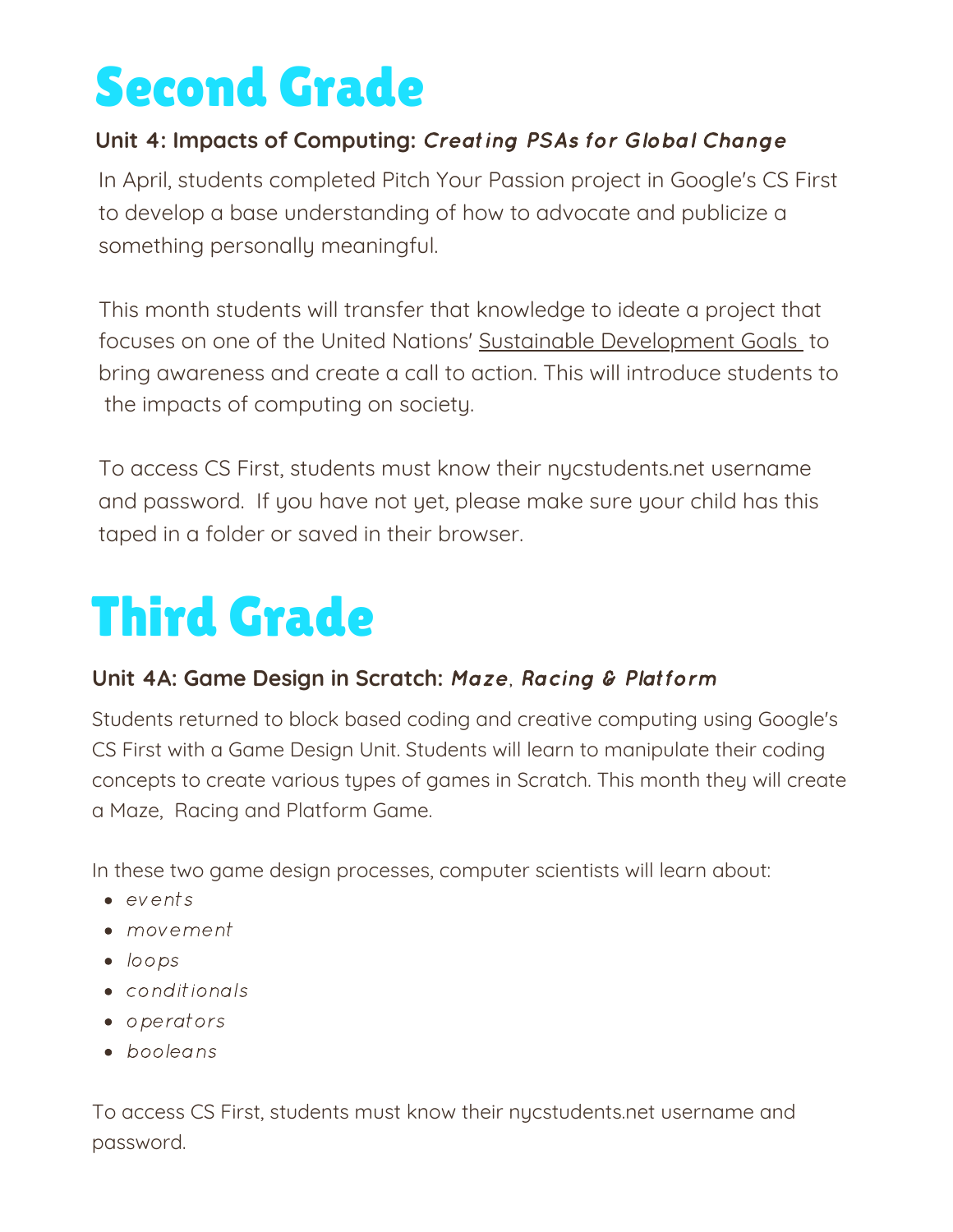# Second Grade

**Unit 4: Impacts of Computing:** ***Creating PSAs for Global Change***

In April, students completed Pitch Your Passion project in Google's CS First to develop a base understanding of how to advocate and publicize a something personally meaningful.

This month students will transfer that knowledge to ideate a project that focuses on one of the United Nations' Sustainable Development Goals to bring awareness and create a call to action. This will introduce students to the impacts of computing on society.

To access CS First, students must know their nycstudents.net username and password. If you have not yet, please make sure your child has this taped in a folder or saved in their browser.

# Third Grade

**Unit 4A: Game Design in Scratch:** ***Maze, Racing & Platform***

Students returned to block based coding and creative computing using Google's CS First with a Game Design Unit. Students will learn to manipulate their coding concepts to create various types of games in Scratch. This month they will create a Maze, Racing and Platform Game.

In these two game design processes, computer scientists will learn about:

- *events*
- *movement*
- *loops*
- *conditionals*
- *operators*
- *booleans*

To access CS First, students must know their nycstudents.net username and password.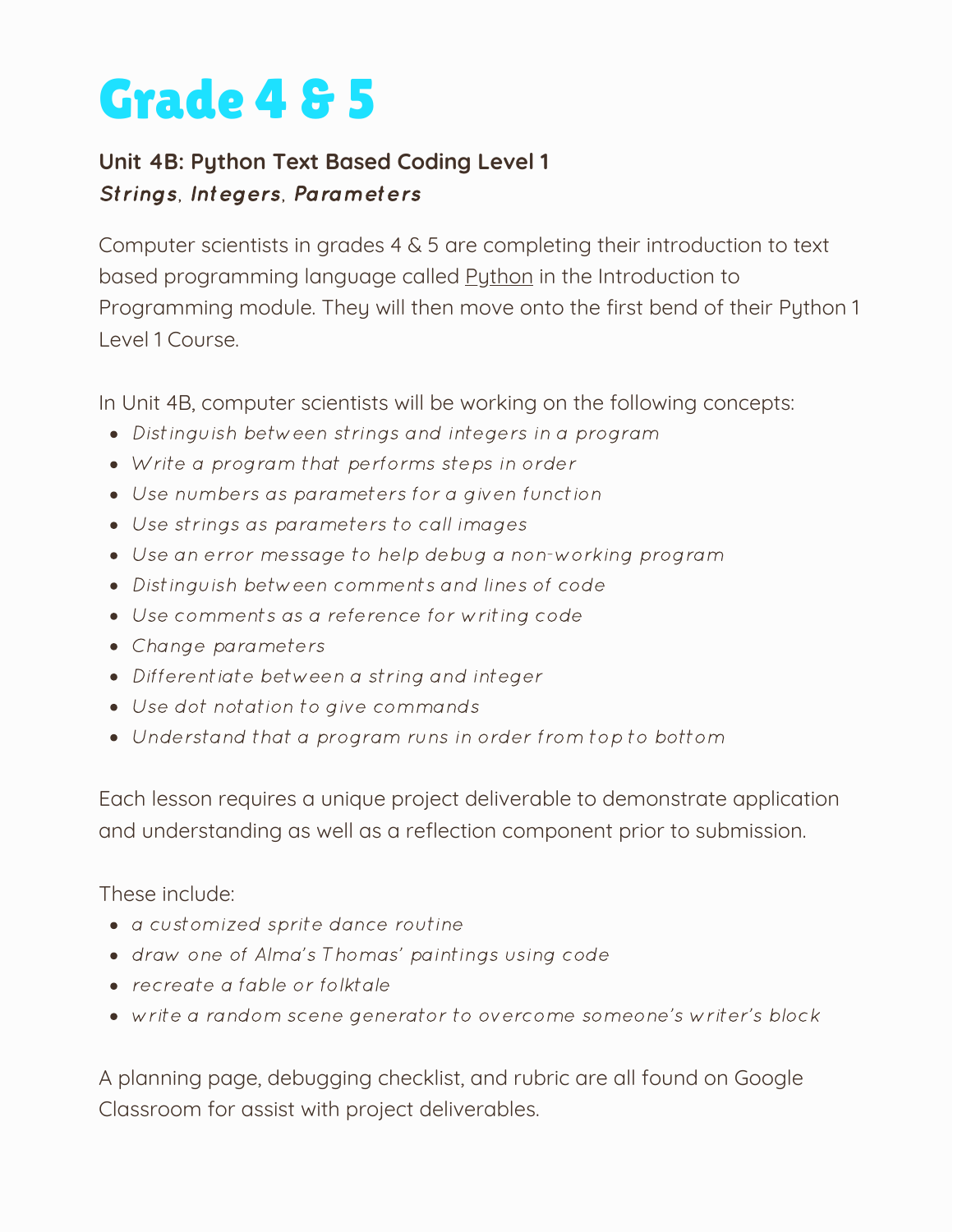# Grade 4 & 5

**Unit 4B: Python Text Based Coding Level 1**
***Strings, Integers, Parameters***

Computer scientists in grades 4 & 5 are completing their introduction to text based programming language called Python in the Introduction to Programming module. They will then move onto the first bend of their Python 1 Level 1 Course.

In Unit 4B, computer scientists will be working on the following concepts:

- *Distinguish between strings and integers in a program*
- *Write a program that performs steps in order*
- *Use numbers as parameters for a given function*
- *Use strings as parameters to call images*
- *Use an error message to help debug a non-working program*
- *Distinguish between comments and lines of code*
- *Use comments as a reference for writing code*
- *Change parameters*
- *Differentiate between a string and integer*
- *Use dot notation to give commands*
- *Understand that a program runs in order from top to bottom*

Each lesson requires a unique project deliverable to demonstrate application and understanding as well as a reflection component prior to submission.

These include:

- *a customized sprite dance routine*
- *draw one of Alma's Thomas' paintings using code*
- *recreate a fable or folktale*
- *write a random scene generator to overcome someone's writer's block*

A planning page, debugging checklist, and rubric are all found on Google Classroom for assist with project deliverables.